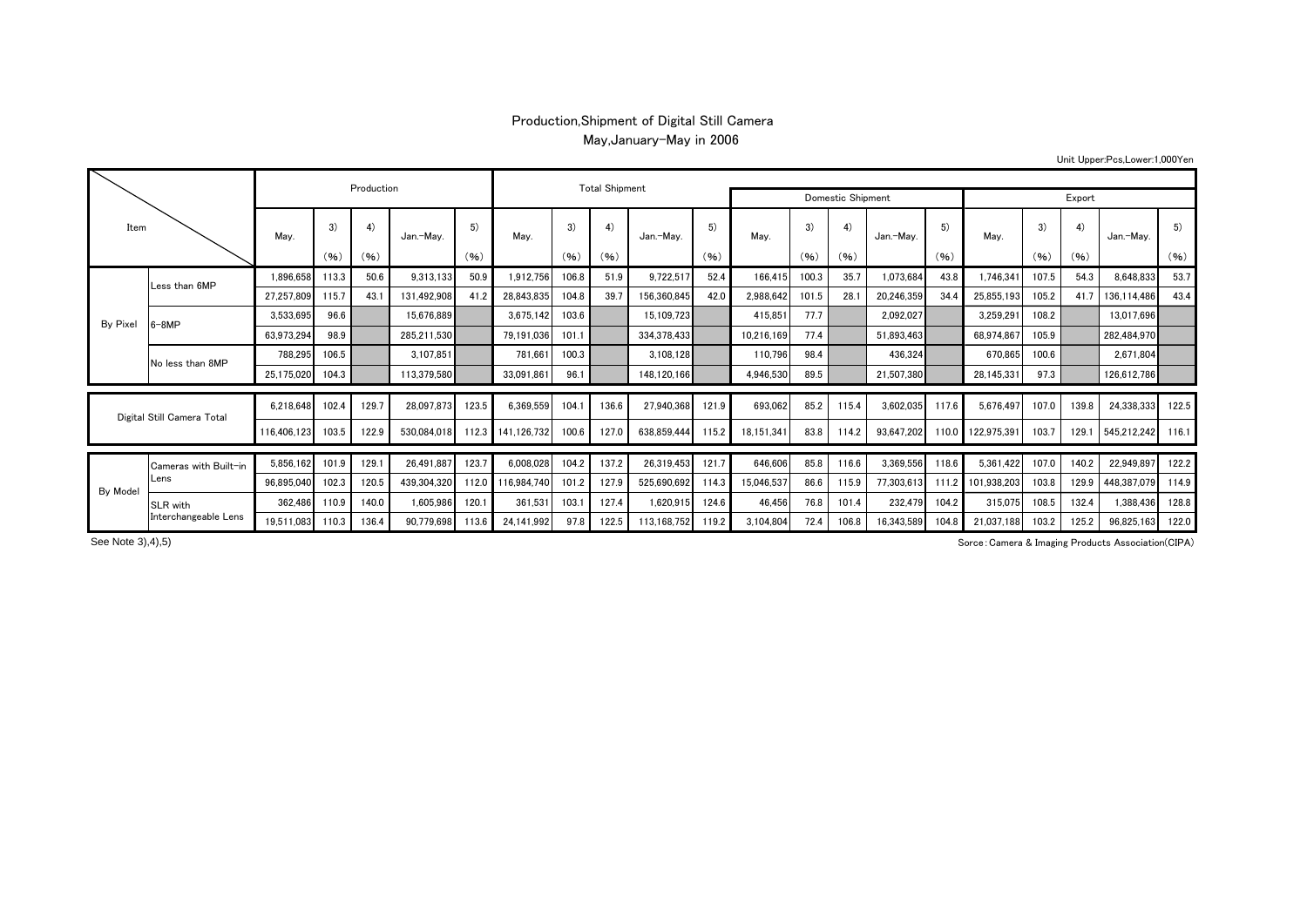# Production,Shipment of Digital Still Camera

## May,January-May in 2006

Unit Upper:Pcs,Lower:1,000Yen

| Item | | Production | | | | | Total Shipment | | | | | Domestic Shipment | | | | | Export | | | | |
|---|---|---|---|---|---|---|---|---|---|---|---|---|---|---|---|---|---|---|---|---|---|
| | | May. | 3) (%) | 4) (%) | Jan.-May. | 5) (%) | May. | 3) (%) | 4) (%) | Jan.-May. | 5) (%) | May. | 3) (%) | 4) (%) | Jan.-May. | 5) (%) | May. | 3) (%) | 4) (%) | Jan.-May. | 5) (%) |
| By Pixel | Less than 6MP | 1,896,658 | 113.3 | 50.6 | 9,313,133 | 50.9 | 1,912,756 | 106.8 | 51.9 | 9,722,517 | 52.4 | 166,415 | 100.3 | 35.7 | 1,073,684 | 43.8 | 1,746,341 | 107.5 | 54.3 | 8,648,833 | 53.7 |
| | | 27,257,809 | 115.7 | 43.1 | 131,492,908 | 41.2 | 28,843,835 | 104.8 | 39.7 | 156,360,845 | 42.0 | 2,988,642 | 101.5 | 28.1 | 20,246,359 | 34.4 | 25,855,193 | 105.2 | 41.7 | 136,114,486 | 43.4 |
| | 6-8MP | 3,533,695 | 96.6 | | 15,676,889 | | 3,675,142 | 103.6 | | 15,109,723 | | 415,851 | 77.7 | | 2,092,027 | | 3,259,291 | 108.2 | | 13,017,696 | |
| | | 63,973,294 | 98.9 | | 285,211,530 | | 79,191,036 | 101.1 | | 334,378,433 | | 10,216,169 | 77.4 | | 51,893,463 | | 68,974,867 | 105.9 | | 282,484,970 | |
| | No less than 8MP | 788,295 | 106.5 | | 3,107,851 | | 781,661 | 100.3 | | 3,108,128 | | 110,796 | 98.4 | | 436,324 | | 670,865 | 100.6 | | 2,671,804 | |
| | | 25,175,020 | 104.3 | | 113,379,580 | | 33,091,861 | 96.1 | | 148,120,166 | | 4,946,530 | 89.5 | | 21,507,380 | | 28,145,331 | 97.3 | | 126,612,786 | |
| Digital Still Camera Total | | 6,218,648 | 102.4 | 129.7 | 28,097,873 | 123.5 | 6,369,559 | 104.1 | 136.6 | 27,940,368 | 121.9 | 693,062 | 85.2 | 115.4 | 3,602,035 | 117.6 | 5,676,497 | 107.0 | 139.8 | 24,338,333 | 122.5 |
| | | 116,406,123 | 103.5 | 122.9 | 530,084,018 | 112.3 | 141,126,732 | 100.6 | 127.0 | 638,859,444 | 115.2 | 18,151,341 | 83.8 | 114.2 | 93,647,202 | 110.0 | 122,975,391 | 103.7 | 129.1 | 545,212,242 | 116.1 |
| By Model | Cameras with Built-in Lens | 5,856,162 | 101.9 | 129.1 | 26,491,887 | 123.7 | 6,008,028 | 104.2 | 137.2 | 26,319,453 | 121.7 | 646,606 | 85.8 | 116.6 | 3,369,556 | 118.6 | 5,361,422 | 107.0 | 140.2 | 22,949,897 | 122.2 |
| | | 96,895,040 | 102.3 | 120.5 | 439,304,320 | 112.0 | 116,984,740 | 101.2 | 127.9 | 525,690,692 | 114.3 | 15,046,537 | 86.6 | 115.9 | 77,303,613 | 111.2 | 101,938,203 | 103.8 | 129.9 | 448,387,079 | 114.9 |
| | SLR with Interchangeable Lens | 362,486 | 110.9 | 140.0 | 1,605,986 | 120.1 | 361,531 | 103.1 | 127.4 | 1,620,915 | 124.6 | 46,456 | 76.8 | 101.4 | 232,479 | 104.2 | 315,075 | 108.5 | 132.4 | 1,388,436 | 128.8 |
| | | 19,511,083 | 110.3 | 136.4 | 90,779,698 | 113.6 | 24,141,992 | 97.8 | 122.5 | 113,168,752 | 119.2 | 3,104,804 | 72.4 | 106.8 | 16,343,589 | 104.8 | 21,037,188 | 103.2 | 125.2 | 96,825,163 | 122.0 |

See Note 3),4),5)

Sorce：Camera & Imaging Products Association(CIPA)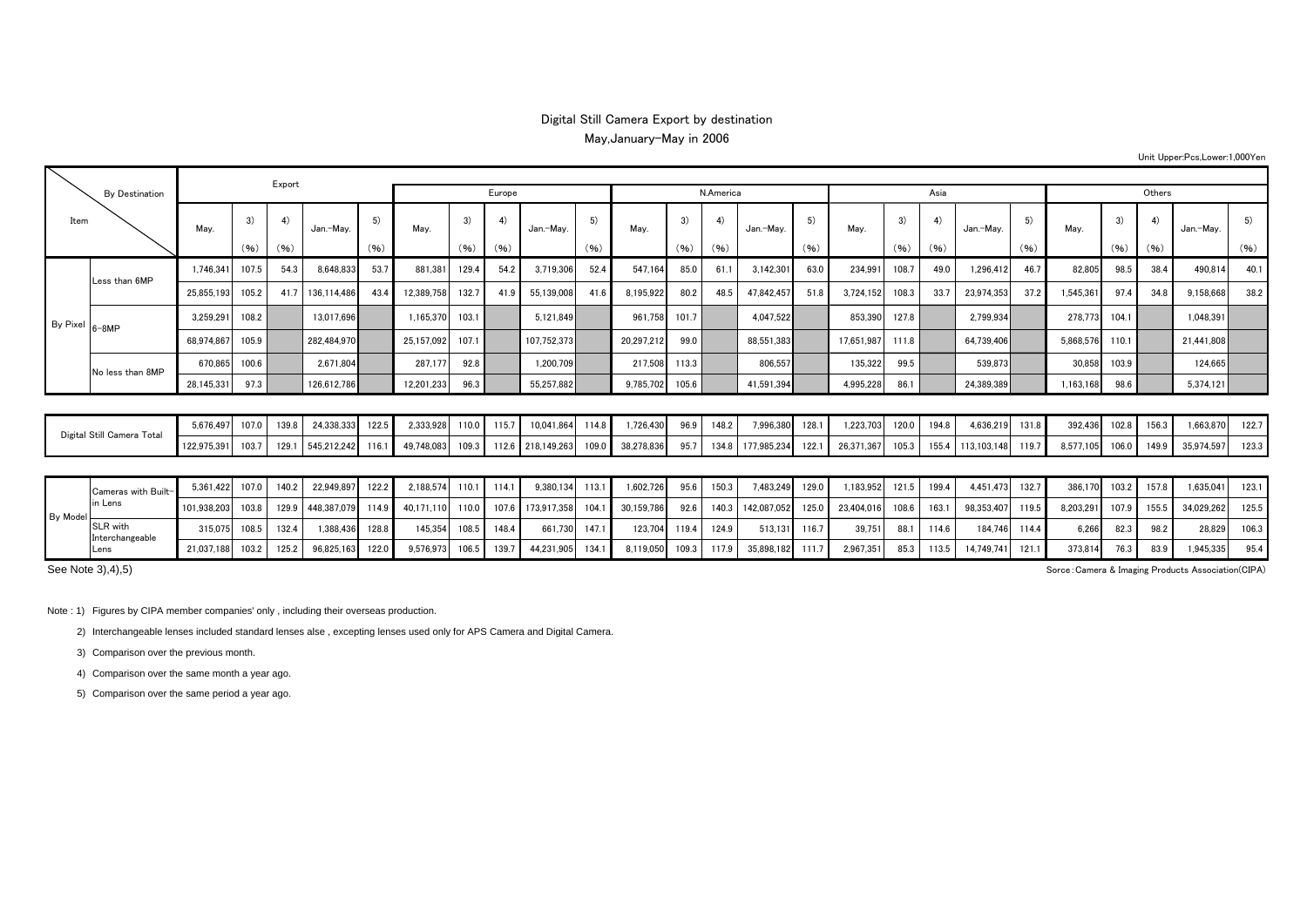# Digital Still Camera Export by destination

May,January-May in 2006

Unit Upper:Pcs,Lower:1,000Yen

| Item | By Destination | Export May. | 3) (%) | 4) (%) | Export Jan.-May. | 5) (%) | Europe May. | 3) (%) | 4) (%) | Europe Jan.-May. | 5) (%) | N.America May. | 3) (%) | 4) (%) | N.America Jan.-May. | 5) (%) | Asia May. | 3) (%) | 4) (%) | Asia Jan.-May. | 5) (%) | Others May. | 3) (%) | 4) (%) | Others Jan.-May. | 5) (%) |
|---|---|---|---|---|---|---|---|---|---|---|---|---|---|---|---|---|---|---|---|---|---|---|---|---|---|---|
| By Pixel | Less than 6MP | 1,746,341 | 107.5 | 54.3 | 8,648,833 | 53.7 | 881,381 | 129.4 | 54.2 | 3,719,306 | 52.4 | 547,164 | 85.0 | 61.1 | 3,142,301 | 63.0 | 234,991 | 108.7 | 49.0 | 1,296,412 | 46.7 | 82,805 | 98.5 | 38.4 | 490,814 | 40.1 |
| | | 25,855,193 | 105.2 | 41.7 | 136,114,486 | 43.4 | 12,389,758 | 132.7 | 41.9 | 55,139,008 | 41.6 | 8,195,922 | 80.2 | 48.5 | 47,842,457 | 51.8 | 3,724,152 | 108.3 | 33.7 | 23,974,353 | 37.2 | 1,545,361 | 97.4 | 34.8 | 9,158,668 | 38.2 |
| | 6-8MP | 3,259,291 | 108.2 | | 13,017,696 | | 1,165,370 | 103.1 | | 5,121,849 | | 961,758 | 101.7 | | 4,047,522 | | 853,390 | 127.8 | | 2,799,934 | | 278,773 | 104.1 | | 1,048,391 | |
| | | 68,974,867 | 105.9 | | 282,484,970 | | 25,157,092 | 107.1 | | 107,752,373 | | 20,297,212 | 99.0 | | 88,551,383 | | 17,651,987 | 111.8 | | 64,739,406 | | 5,868,576 | 110.1 | | 21,441,808 | |
| | No less than 8MP | 670,865 | 100.6 | | 2,671,804 | | 287,177 | 92.8 | | 1,200,709 | | 217,508 | 113.3 | | 806,557 | | 135,322 | 99.5 | | 539,873 | | 30,858 | 103.9 | | 124,665 | |
| | | 28,145,331 | 97.3 | | 126,612,786 | | 12,201,233 | 96.3 | | 55,257,882 | | 9,785,702 | 105.6 | | 41,591,394 | | 4,995,228 | 86.1 | | 24,389,389 | | 1,163,168 | 98.6 | | 5,374,121 | |
| Digital Still Camera Total | | 5,676,497 | 107.0 | 139.8 | 24,338,333 | 122.5 | 2,333,928 | 110.0 | 115.7 | 10,041,864 | 114.8 | 1,726,430 | 96.9 | 148.2 | 7,996,380 | 128.1 | 1,223,703 | 120.0 | 194.8 | 4,636,219 | 131.8 | 392,436 | 102.8 | 156.3 | 1,663,870 | 122.7 |
| | | 122,975,391 | 103.7 | 129.1 | 545,212,242 | 116.1 | 49,748,083 | 109.3 | 112.6 | 218,149,263 | 109.0 | 38,278,836 | 95.7 | 134.8 | 177,985,234 | 122.1 | 26,371,367 | 105.3 | 155.4 | 113,103,148 | 119.7 | 8,577,105 | 106.0 | 149.9 | 35,974,597 | 123.3 |
| By Model | Cameras with Built-in Lens | 5,361,422 | 107.0 | 140.2 | 22,949,897 | 122.2 | 2,188,574 | 110.1 | 114.1 | 9,380,134 | 113.1 | 1,602,726 | 95.6 | 150.3 | 7,483,249 | 129.0 | 1,183,952 | 121.5 | 199.4 | 4,451,473 | 132.7 | 386,170 | 103.2 | 157.8 | 1,635,041 | 123.1 |
| | | 101,938,203 | 103.8 | 129.9 | 448,387,079 | 114.9 | 40,171,110 | 110.0 | 107.6 | 173,917,358 | 104.1 | 30,159,786 | 92.6 | 140.3 | 142,087,052 | 125.0 | 23,404,016 | 108.6 | 163.1 | 98,353,407 | 119.5 | 8,203,291 | 107.9 | 155.5 | 34,029,262 | 125.5 |
| | SLR with Interchangeable Lens | 315,075 | 108.5 | 132.4 | 1,388,436 | 128.8 | 145,354 | 108.5 | 148.4 | 661,730 | 147.1 | 123,704 | 119.4 | 124.9 | 513,131 | 116.7 | 39,751 | 88.1 | 114.6 | 184,746 | 114.4 | 6,266 | 82.3 | 98.2 | 28,829 | 106.3 |
| | | 21,037,188 | 103.2 | 125.2 | 96,825,163 | 122.0 | 9,576,973 | 106.5 | 139.7 | 44,231,905 | 134.1 | 8,119,050 | 109.3 | 117.9 | 35,898,182 | 111.7 | 2,967,351 | 85.3 | 113.5 | 14,749,741 | 121.1 | 373,814 | 76.3 | 83.9 | 1,945,335 | 95.4 |

See Note 3),4),5)

Sorce:Camera & Imaging Products Association(CIPA)

Note : 1) Figures by CIPA member companies' only , including their overseas production.

2) Interchangeable lenses included standard lenses alse , excepting lenses used only for APS Camera and Digital Camera.

3) Comparison over the previous month.

4) Comparison over the same month a year ago.

5) Comparison over the same period a year ago.